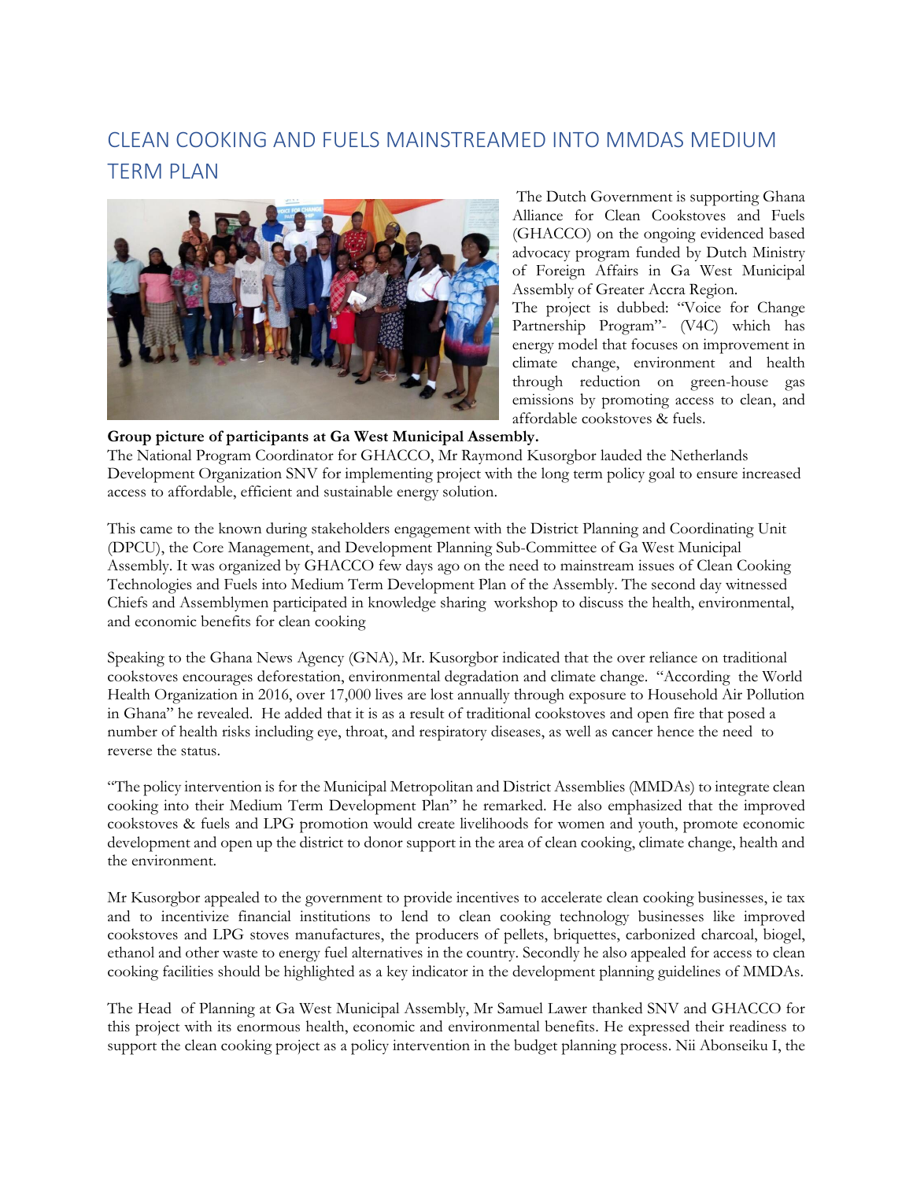# CLEAN COOKING AND FUELS MAINSTREAMED INTO MMDAS MEDIUM TERM PLAN

The Dutch Government is supporting Ghana Alliance for Clean Cookstoves and Fuels (GHACCO) on the ongoing evidenced based advocacy program funded by Dutch Ministry of Foreign Affairs in Ga West Municipal Assembly of Greater Accra Region.
The project is dubbed: "Voice for Change Partnership Program"- (V4C) which has energy model that focuses on improvement in climate change, environment and health through reduction on green-house gas emissions by promoting access to clean, and affordable cookstoves & fuels.

**Group picture of participants at Ga West Municipal Assembly.**

The National Program Coordinator for GHACCO, Mr Raymond Kusorgbor lauded the Netherlands Development Organization SNV for implementing project with the long term policy goal to ensure increased access to affordable, efficient and sustainable energy solution.

This came to the known during stakeholders engagement with the District Planning and Coordinating Unit (DPCU), the Core Management, and Development Planning Sub-Committee of Ga West Municipal Assembly. It was organized by GHACCO few days ago on the need to mainstream issues of Clean Cooking Technologies and Fuels into Medium Term Development Plan of the Assembly. The second day witnessed Chiefs and Assemblymen participated in knowledge sharing workshop to discuss the health, environmental, and economic benefits for clean cooking

Speaking to the Ghana News Agency (GNA), Mr. Kusorgbor indicated that the over reliance on traditional cookstoves encourages deforestation, environmental degradation and climate change. "According the World Health Organization in 2016, over 17,000 lives are lost annually through exposure to Household Air Pollution in Ghana" he revealed. He added that it is as a result of traditional cookstoves and open fire that posed a number of health risks including eye, throat, and respiratory diseases, as well as cancer hence the need to reverse the status.

"The policy intervention is for the Municipal Metropolitan and District Assemblies (MMDAs) to integrate clean cooking into their Medium Term Development Plan" he remarked. He also emphasized that the improved cookstoves & fuels and LPG promotion would create livelihoods for women and youth, promote economic development and open up the district to donor support in the area of clean cooking, climate change, health and the environment.

Mr Kusorgbor appealed to the government to provide incentives to accelerate clean cooking businesses, ie tax and to incentivize financial institutions to lend to clean cooking technology businesses like improved cookstoves and LPG stoves manufactures, the producers of pellets, briquettes, carbonized charcoal, biogel, ethanol and other waste to energy fuel alternatives in the country. Secondly he also appealed for access to clean cooking facilities should be highlighted as a key indicator in the development planning guidelines of MMDAs.

The Head of Planning at Ga West Municipal Assembly, Mr Samuel Lawer thanked SNV and GHACCO for this project with its enormous health, economic and environmental benefits. He expressed their readiness to support the clean cooking project as a policy intervention in the budget planning process. Nii Abonseiku I, the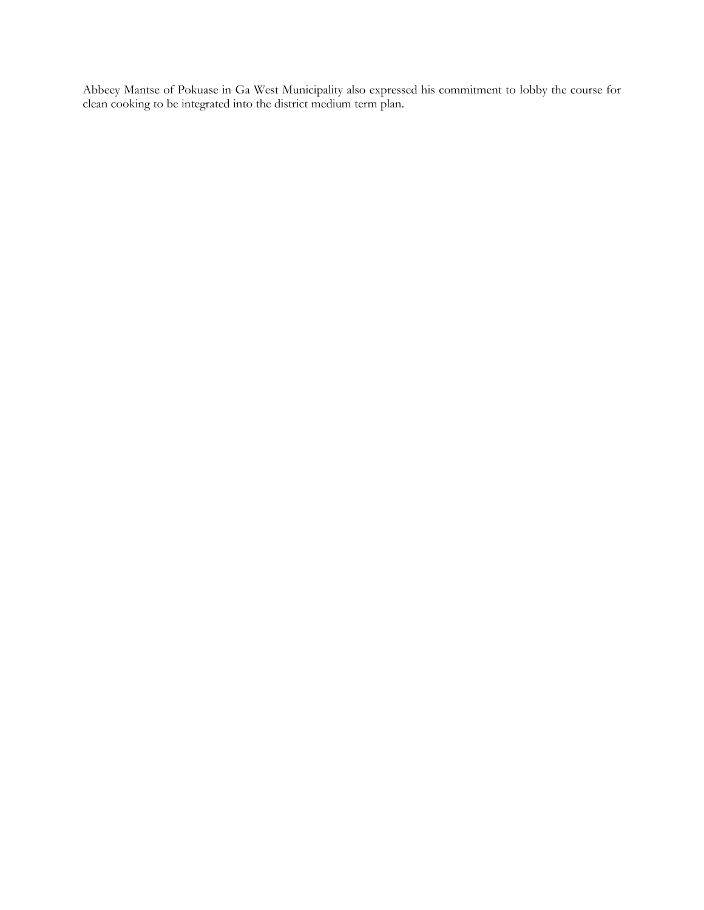Abbeey Mantse of Pokuase in Ga West Municipality also expressed his commitment to lobby the course for clean cooking to be integrated into the district medium term plan.